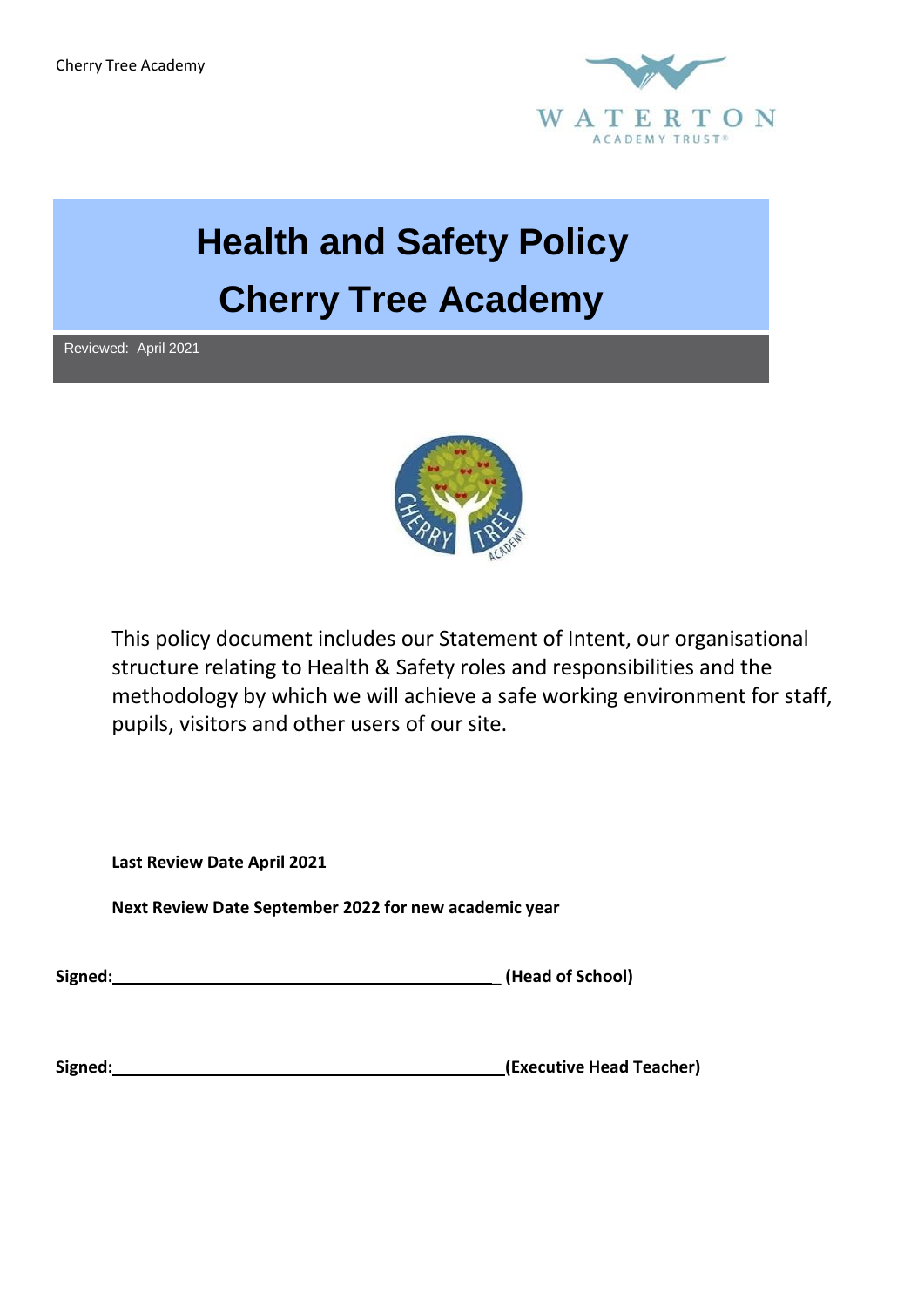Cherry Tree Academy

WATERTON ACADEMY TRUST

# Health and Safety Policy
# Cherry Tree Academy

Reviewed: April 2021

This policy document includes our Statement of Intent, our organisational structure relating to Health & Safety roles and responsibilities and the methodology by which we will achieve a safe working environment for staff, pupils, visitors and other users of our site.

**Last Review Date April 2021**

**Next Review Date September 2022 for new academic year**

**Signed:**\_\_\_\_\_\_\_\_\_\_\_\_\_\_\_\_\_\_\_\_\_\_\_\_\_\_\_\_\_\_\_\_\_\_\_\_\_\_\_\_ **(Head of School)**

**Signed:**\_\_\_\_\_\_\_\_\_\_\_\_\_\_\_\_\_\_\_\_\_\_\_\_\_\_\_\_\_\_\_\_\_\_\_\_\_\_\_\_**(Executive Head Teacher)**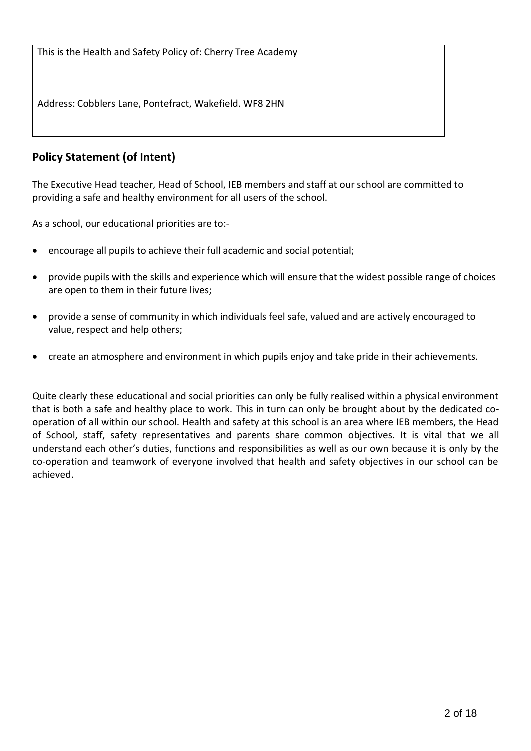| This is the Health and Safety Policy of: Cherry Tree Academy |
| --- |
| Address: Cobblers Lane, Pontefract, Wakefield. WF8 2HN |

## Policy Statement (of Intent)

The Executive Head teacher, Head of School, IEB members and staff at our school are committed to providing a safe and healthy environment for all users of the school.

As a school, our educational priorities are to:-

- encourage all pupils to achieve their full academic and social potential;
- provide pupils with the skills and experience which will ensure that the widest possible range of choices are open to them in their future lives;
- provide a sense of community in which individuals feel safe, valued and are actively encouraged to value, respect and help others;
- create an atmosphere and environment in which pupils enjoy and take pride in their achievements.

Quite clearly these educational and social priorities can only be fully realised within a physical environment that is both a safe and healthy place to work. This in turn can only be brought about by the dedicated co-operation of all within our school. Health and safety at this school is an area where IEB members, the Head of School, staff, safety representatives and parents share common objectives. It is vital that we all understand each other's duties, functions and responsibilities as well as our own because it is only by the co-operation and teamwork of everyone involved that health and safety objectives in our school can be achieved.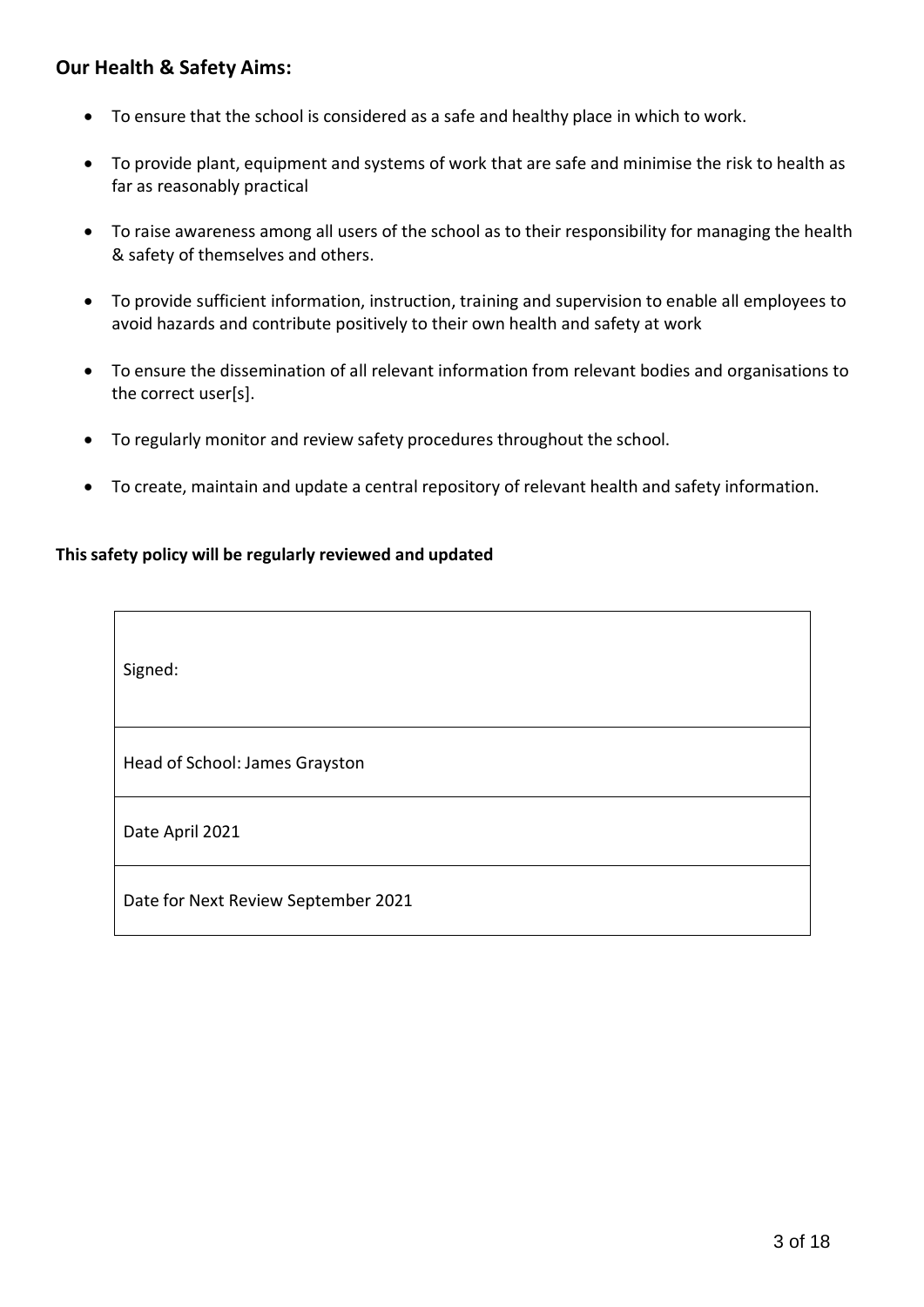## Our Health & Safety Aims:

- To ensure that the school is considered as a safe and healthy place in which to work.
- To provide plant, equipment and systems of work that are safe and minimise the risk to health as far as reasonably practical
- To raise awareness among all users of the school as to their responsibility for managing the health & safety of themselves and others.
- To provide sufficient information, instruction, training and supervision to enable all employees to avoid hazards and contribute positively to their own health and safety at work
- To ensure the dissemination of all relevant information from relevant bodies and organisations to the correct user[s].
- To regularly monitor and review safety procedures throughout the school.
- To create, maintain and update a central repository of relevant health and safety information.

**This safety policy will be regularly reviewed and updated**

| Signed: |
|---|
| Head of School: James Grayston |
| Date April 2021 |
| Date for Next Review September 2021 |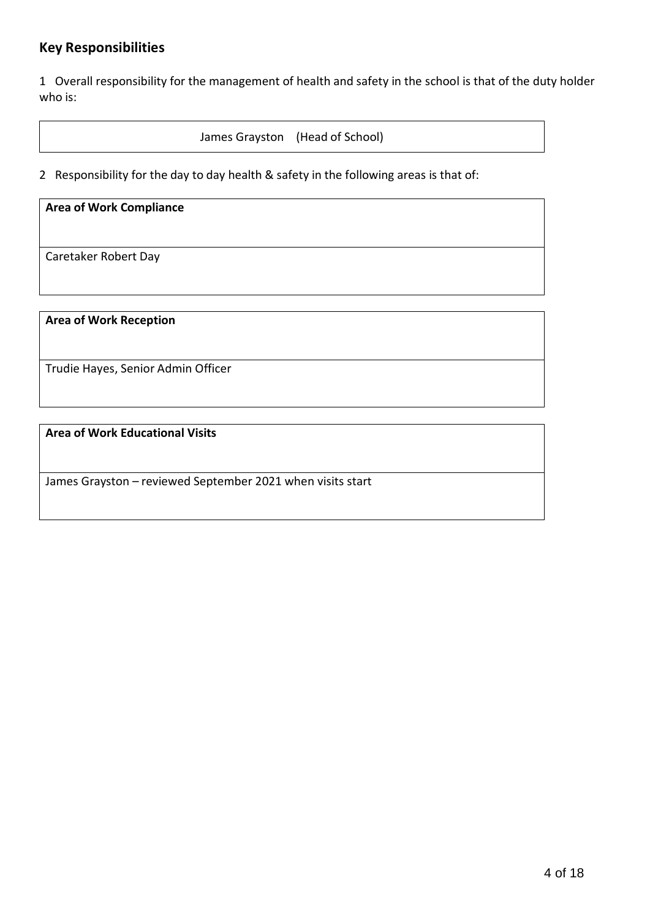## Key Responsibilities

1 Overall responsibility for the management of health and safety in the school is that of the duty holder who is:

| James Grayston (Head of School) |
|---|

2 Responsibility for the day to day health & safety in the following areas is that of:

| **Area of Work Compliance** |
|---|
| Caretaker Robert Day |

| **Area of Work Reception** |
|---|
| Trudie Hayes, Senior Admin Officer |

| **Area of Work Educational Visits** |
|---|
| James Grayston – reviewed September 2021 when visits start |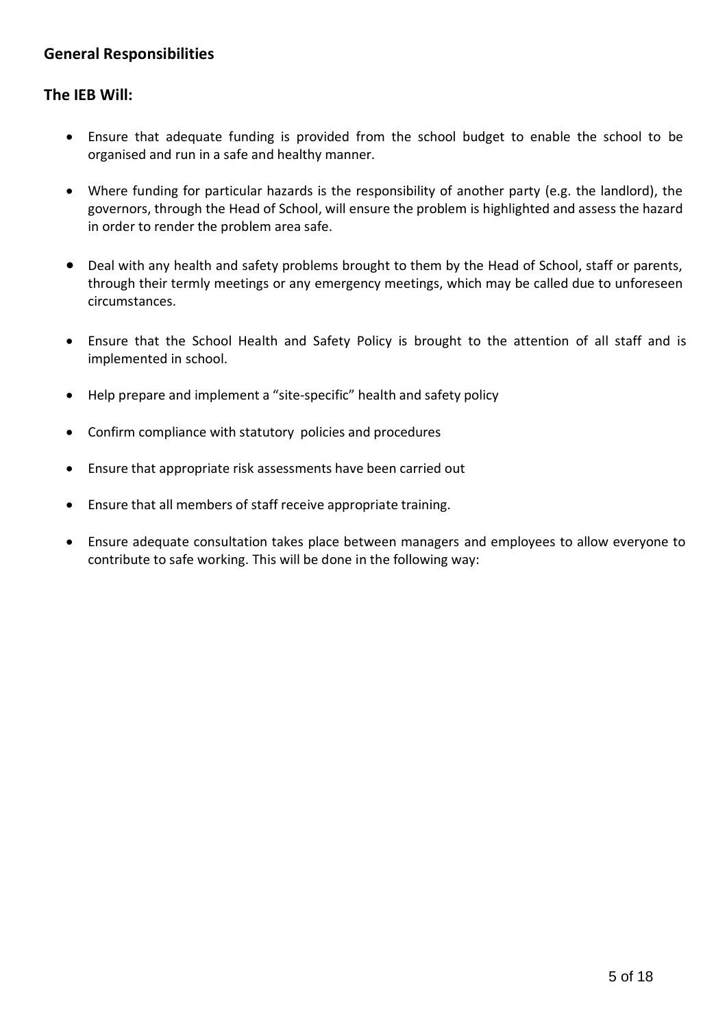## General Responsibilities

## The IEB Will:

- Ensure that adequate funding is provided from the school budget to enable the school to be organised and run in a safe and healthy manner.
- Where funding for particular hazards is the responsibility of another party (e.g. the landlord), the governors, through the Head of School, will ensure the problem is highlighted and assess the hazard in order to render the problem area safe.
- Deal with any health and safety problems brought to them by the Head of School, staff or parents, through their termly meetings or any emergency meetings, which may be called due to unforeseen circumstances.
- Ensure that the School Health and Safety Policy is brought to the attention of all staff and is implemented in school.
- Help prepare and implement a "site-specific" health and safety policy
- Confirm compliance with statutory policies and procedures
- Ensure that appropriate risk assessments have been carried out
- Ensure that all members of staff receive appropriate training.
- Ensure adequate consultation takes place between managers and employees to allow everyone to contribute to safe working. This will be done in the following way: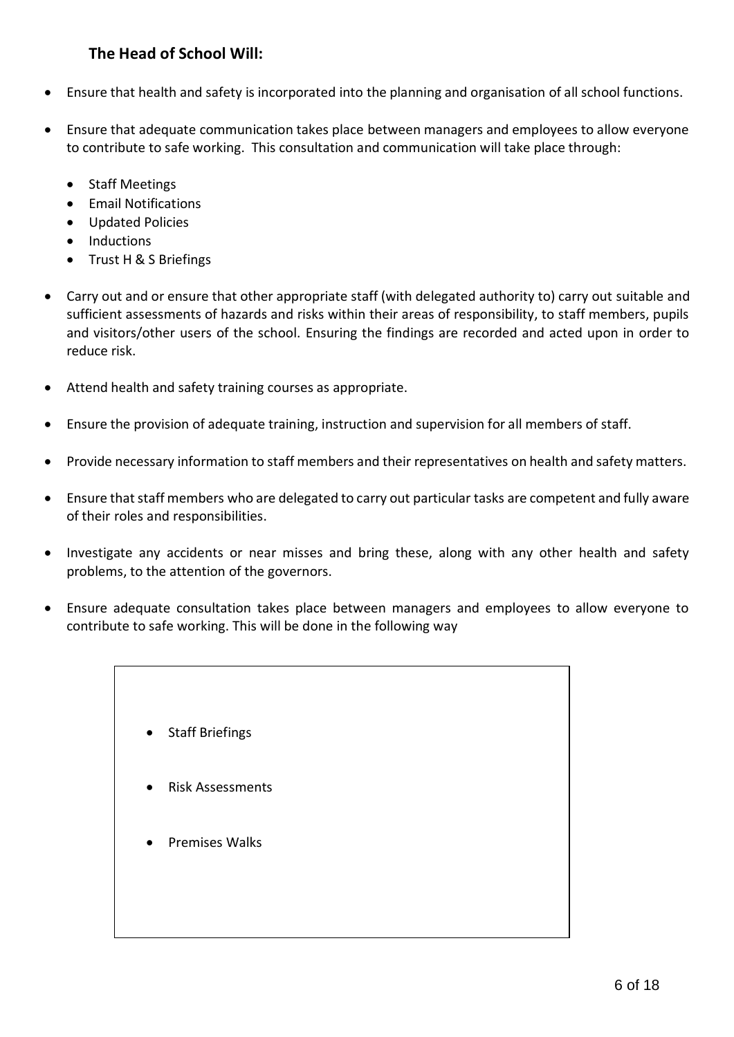### The Head of School Will:

- Ensure that health and safety is incorporated into the planning and organisation of all school functions.
- Ensure that adequate communication takes place between managers and employees to allow everyone to contribute to safe working. This consultation and communication will take place through:
  - Staff Meetings
  - Email Notifications
  - Updated Policies
  - Inductions
  - Trust H & S Briefings
- Carry out and or ensure that other appropriate staff (with delegated authority to) carry out suitable and sufficient assessments of hazards and risks within their areas of responsibility, to staff members, pupils and visitors/other users of the school. Ensuring the findings are recorded and acted upon in order to reduce risk.
- Attend health and safety training courses as appropriate.
- Ensure the provision of adequate training, instruction and supervision for all members of staff.
- Provide necessary information to staff members and their representatives on health and safety matters.
- Ensure that staff members who are delegated to carry out particular tasks are competent and fully aware of their roles and responsibilities.
- Investigate any accidents or near misses and bring these, along with any other health and safety problems, to the attention of the governors.
- Ensure adequate consultation takes place between managers and employees to allow everyone to contribute to safe working. This will be done in the following way

  - Staff Briefings
  - Risk Assessments
  - Premises Walks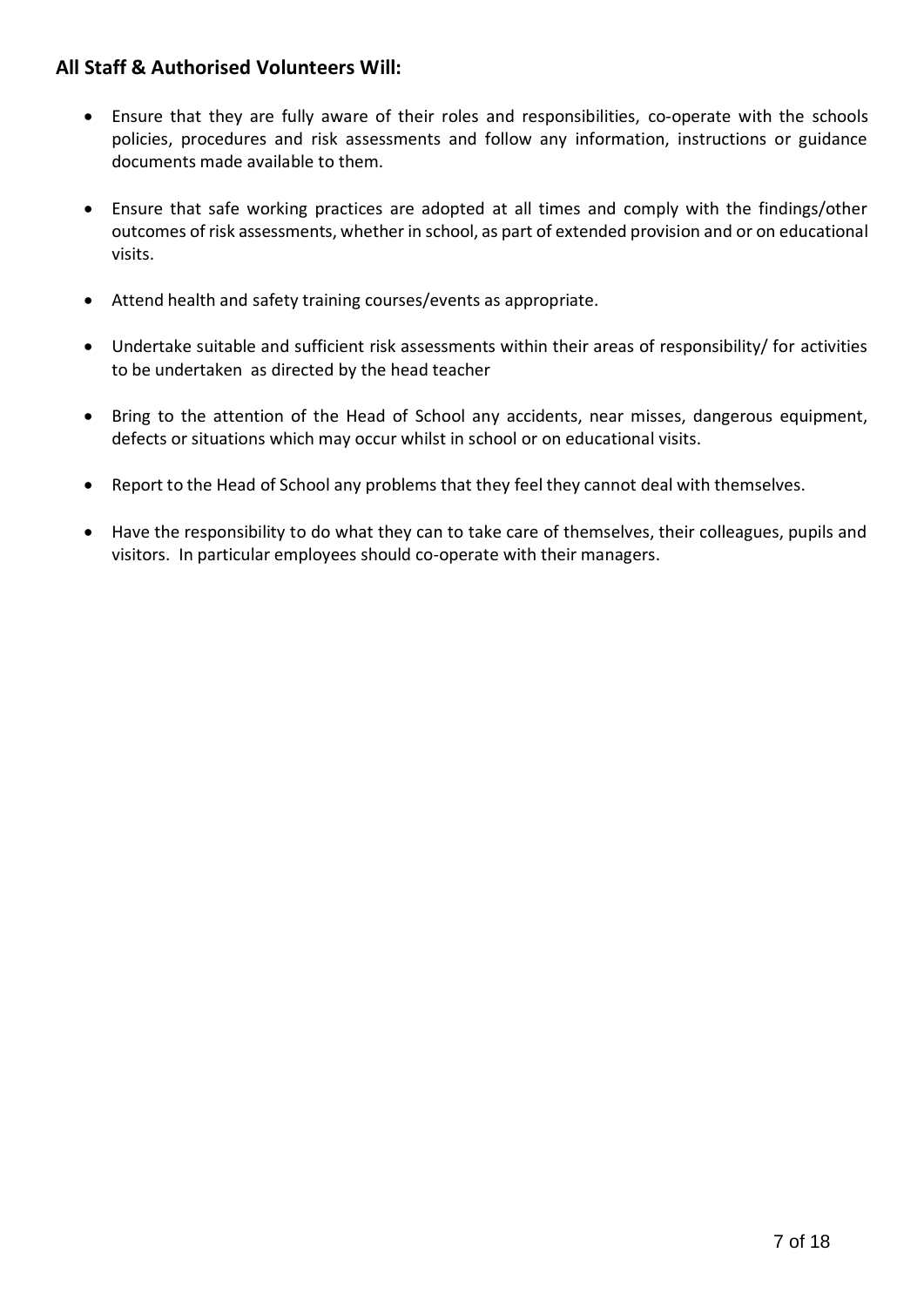## All Staff & Authorised Volunteers Will:

- Ensure that they are fully aware of their roles and responsibilities, co-operate with the schools policies, procedures and risk assessments and follow any information, instructions or guidance documents made available to them.

- Ensure that safe working practices are adopted at all times and comply with the findings/other outcomes of risk assessments, whether in school, as part of extended provision and or on educational visits.

- Attend health and safety training courses/events as appropriate.

- Undertake suitable and sufficient risk assessments within their areas of responsibility/ for activities to be undertaken as directed by the head teacher

- Bring to the attention of the Head of School any accidents, near misses, dangerous equipment, defects or situations which may occur whilst in school or on educational visits.

- Report to the Head of School any problems that they feel they cannot deal with themselves.

- Have the responsibility to do what they can to take care of themselves, their colleagues, pupils and visitors. In particular employees should co-operate with their managers.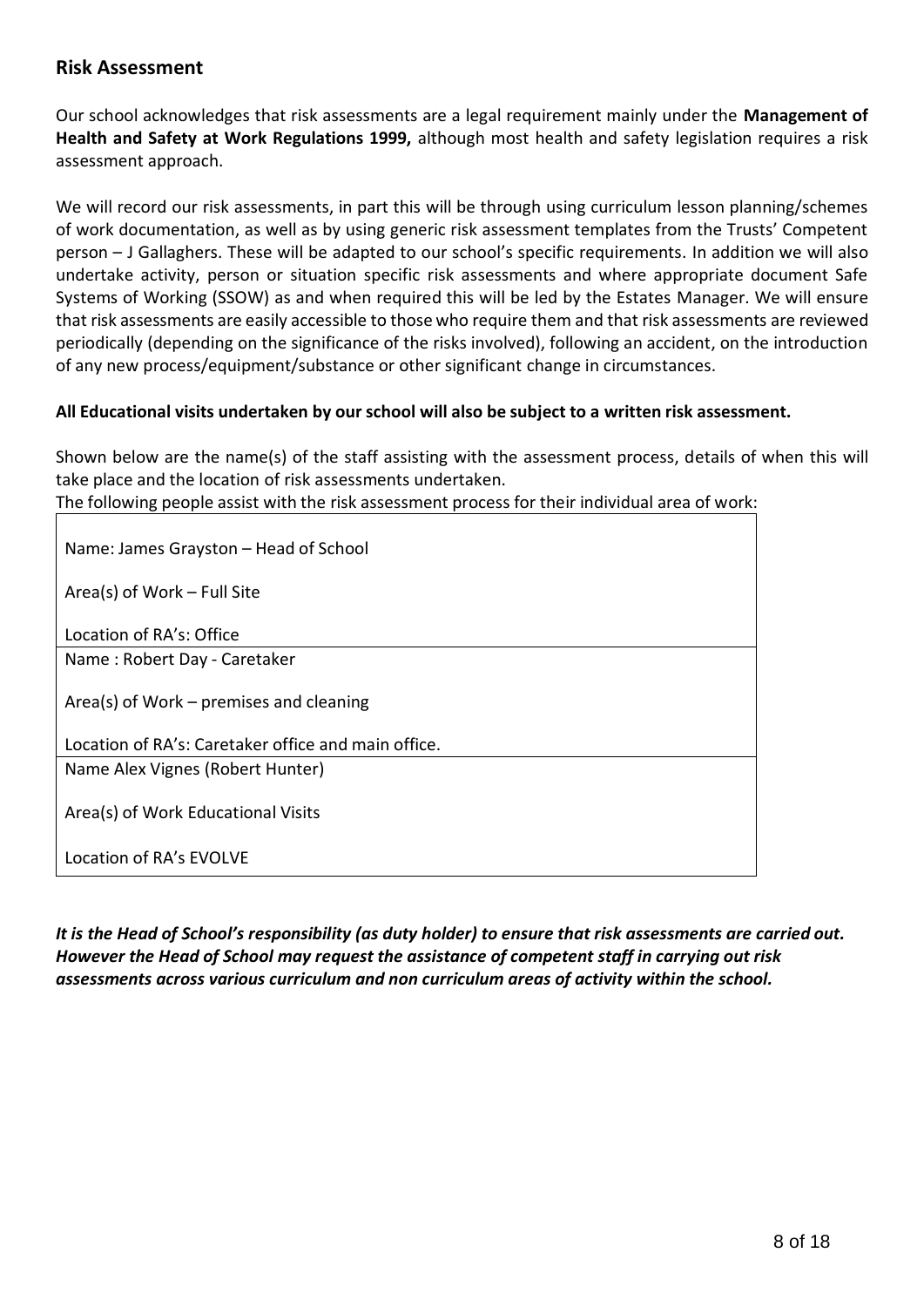## Risk Assessment

Our school acknowledges that risk assessments are a legal requirement mainly under the **Management of Health and Safety at Work Regulations 1999,** although most health and safety legislation requires a risk assessment approach.

We will record our risk assessments, in part this will be through using curriculum lesson planning/schemes of work documentation, as well as by using generic risk assessment templates from the Trusts' Competent person – J Gallaghers. These will be adapted to our school's specific requirements. In addition we will also undertake activity, person or situation specific risk assessments and where appropriate document Safe Systems of Working (SSOW) as and when required this will be led by the Estates Manager. We will ensure that risk assessments are easily accessible to those who require them and that risk assessments are reviewed periodically (depending on the significance of the risks involved), following an accident, on the introduction of any new process/equipment/substance or other significant change in circumstances.

**All Educational visits undertaken by our school will also be subject to a written risk assessment.**

Shown below are the name(s) of the staff assisting with the assessment process, details of when this will take place and the location of risk assessments undertaken.

The following people assist with the risk assessment process for their individual area of work:

| |
|---|
| Name: James Grayston – Head of School<br><br>Area(s) of Work – Full Site<br><br>Location of RA's: Office |
| Name : Robert Day - Caretaker<br><br>Area(s) of Work – premises and cleaning<br><br>Location of RA's: Caretaker office and main office. |
| Name Alex Vignes (Robert Hunter)<br><br>Area(s) of Work Educational Visits<br><br>Location of RA's EVOLVE |

***It is the Head of School's responsibility (as duty holder) to ensure that risk assessments are carried out. However the Head of School may request the assistance of competent staff in carrying out risk assessments across various curriculum and non curriculum areas of activity within the school.***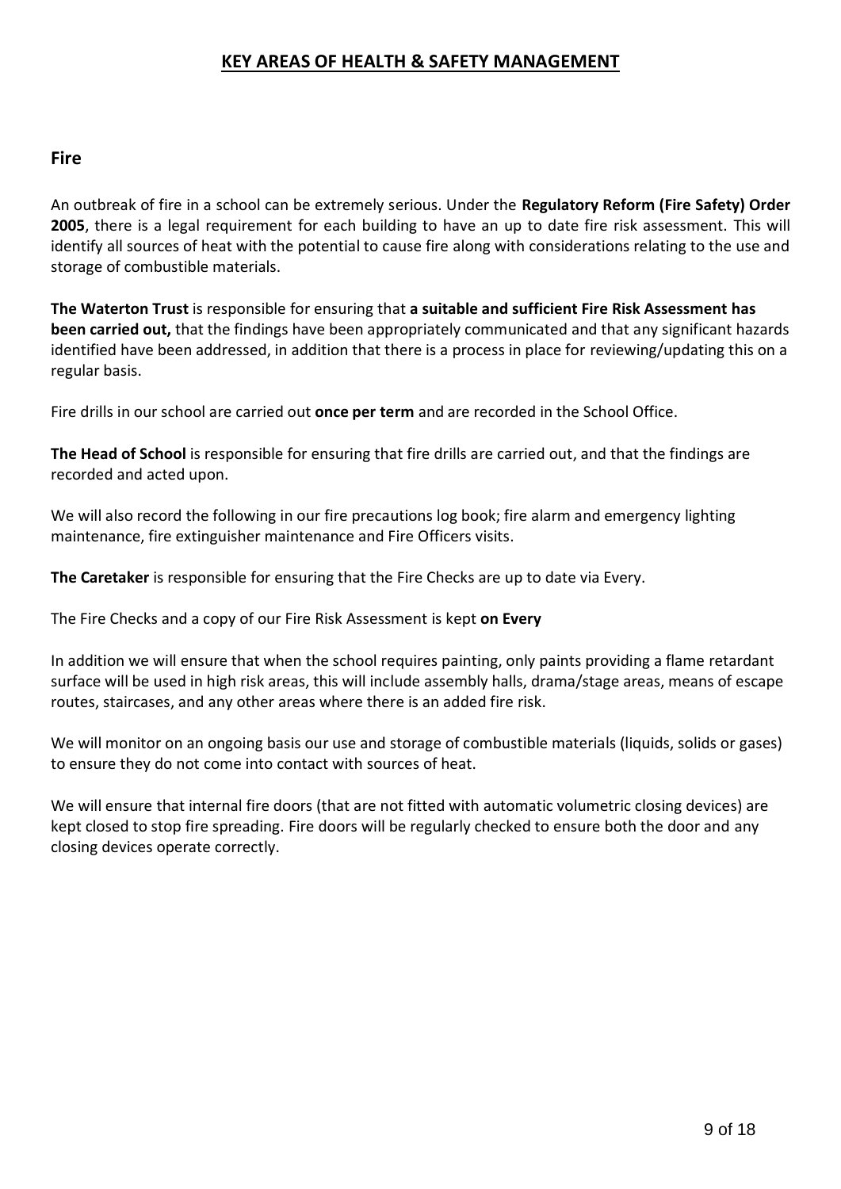# KEY AREAS OF HEALTH & SAFETY MANAGEMENT

## Fire

An outbreak of fire in a school can be extremely serious. Under the **Regulatory Reform (Fire Safety) Order 2005**, there is a legal requirement for each building to have an up to date fire risk assessment. This will identify all sources of heat with the potential to cause fire along with considerations relating to the use and storage of combustible materials.

**The Waterton Trust** is responsible for ensuring that **a suitable and sufficient Fire Risk Assessment has been carried out,** that the findings have been appropriately communicated and that any significant hazards identified have been addressed, in addition that there is a process in place for reviewing/updating this on a regular basis.

Fire drills in our school are carried out **once per term** and are recorded in the School Office.

**The Head of School** is responsible for ensuring that fire drills are carried out, and that the findings are recorded and acted upon.

We will also record the following in our fire precautions log book; fire alarm and emergency lighting maintenance, fire extinguisher maintenance and Fire Officers visits.

**The Caretaker** is responsible for ensuring that the Fire Checks are up to date via Every.

The Fire Checks and a copy of our Fire Risk Assessment is kept **on Every**

In addition we will ensure that when the school requires painting, only paints providing a flame retardant surface will be used in high risk areas, this will include assembly halls, drama/stage areas, means of escape routes, staircases, and any other areas where there is an added fire risk.

We will monitor on an ongoing basis our use and storage of combustible materials (liquids, solids or gases) to ensure they do not come into contact with sources of heat.

We will ensure that internal fire doors (that are not fitted with automatic volumetric closing devices) are kept closed to stop fire spreading. Fire doors will be regularly checked to ensure both the door and any closing devices operate correctly.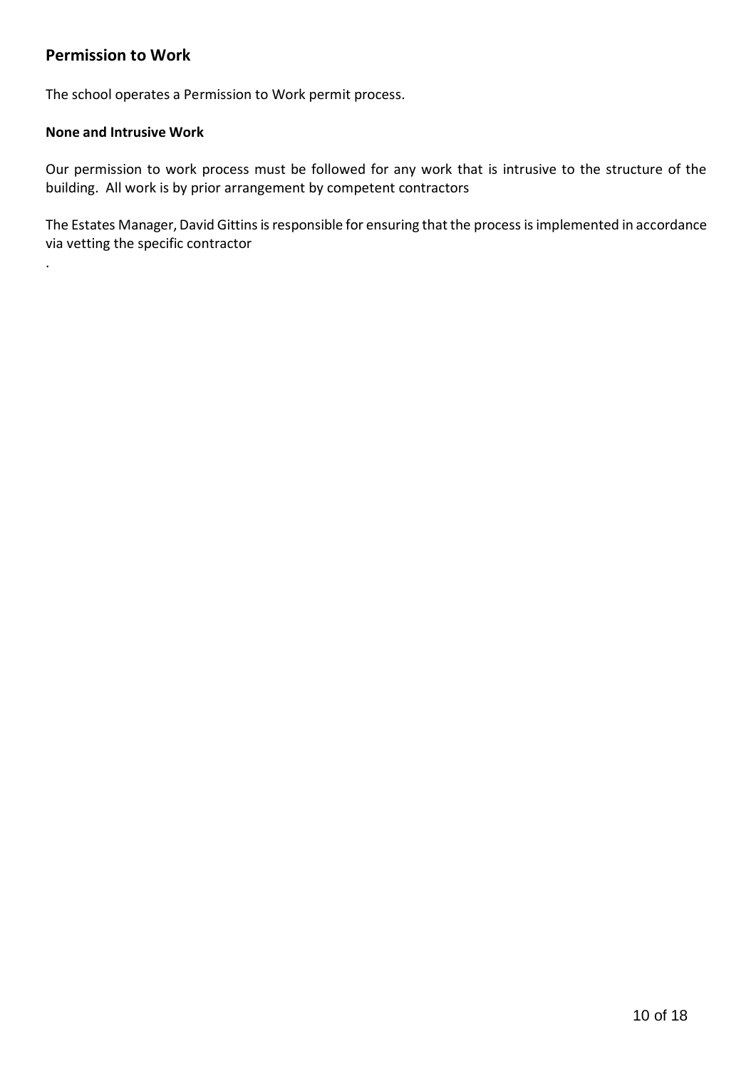## Permission to Work

The school operates a Permission to Work permit process.

### None and Intrusive Work

Our permission to work process must be followed for any work that is intrusive to the structure of the building. All work is by prior arrangement by competent contractors

The Estates Manager, David Gittins is responsible for ensuring that the process is implemented in accordance via vetting the specific contractor

.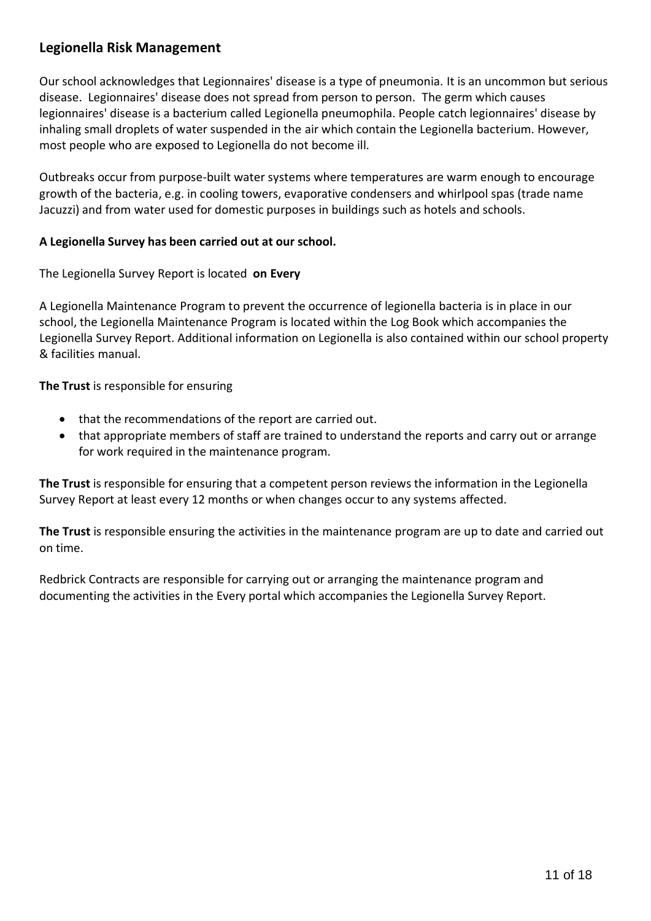## Legionella Risk Management

Our school acknowledges that Legionnaires' disease is a type of pneumonia. It is an uncommon but serious disease. Legionnaires' disease does not spread from person to person. The germ which causes legionnaires' disease is a bacterium called Legionella pneumophila. People catch legionnaires' disease by inhaling small droplets of water suspended in the air which contain the Legionella bacterium. However, most people who are exposed to Legionella do not become ill.

Outbreaks occur from purpose-built water systems where temperatures are warm enough to encourage growth of the bacteria, e.g. in cooling towers, evaporative condensers and whirlpool spas (trade name Jacuzzi) and from water used for domestic purposes in buildings such as hotels and schools.

**A Legionella Survey has been carried out at our school.**

The Legionella Survey Report is located **on Every**

A Legionella Maintenance Program to prevent the occurrence of legionella bacteria is in place in our school, the Legionella Maintenance Program is located within the Log Book which accompanies the Legionella Survey Report. Additional information on Legionella is also contained within our school property & facilities manual.

**The Trust** is responsible for ensuring

- that the recommendations of the report are carried out.
- that appropriate members of staff are trained to understand the reports and carry out or arrange for work required in the maintenance program.

**The Trust** is responsible for ensuring that a competent person reviews the information in the Legionella Survey Report at least every 12 months or when changes occur to any systems affected.

**The Trust** is responsible ensuring the activities in the maintenance program are up to date and carried out on time.

Redbrick Contracts are responsible for carrying out or arranging the maintenance program and documenting the activities in the Every portal which accompanies the Legionella Survey Report.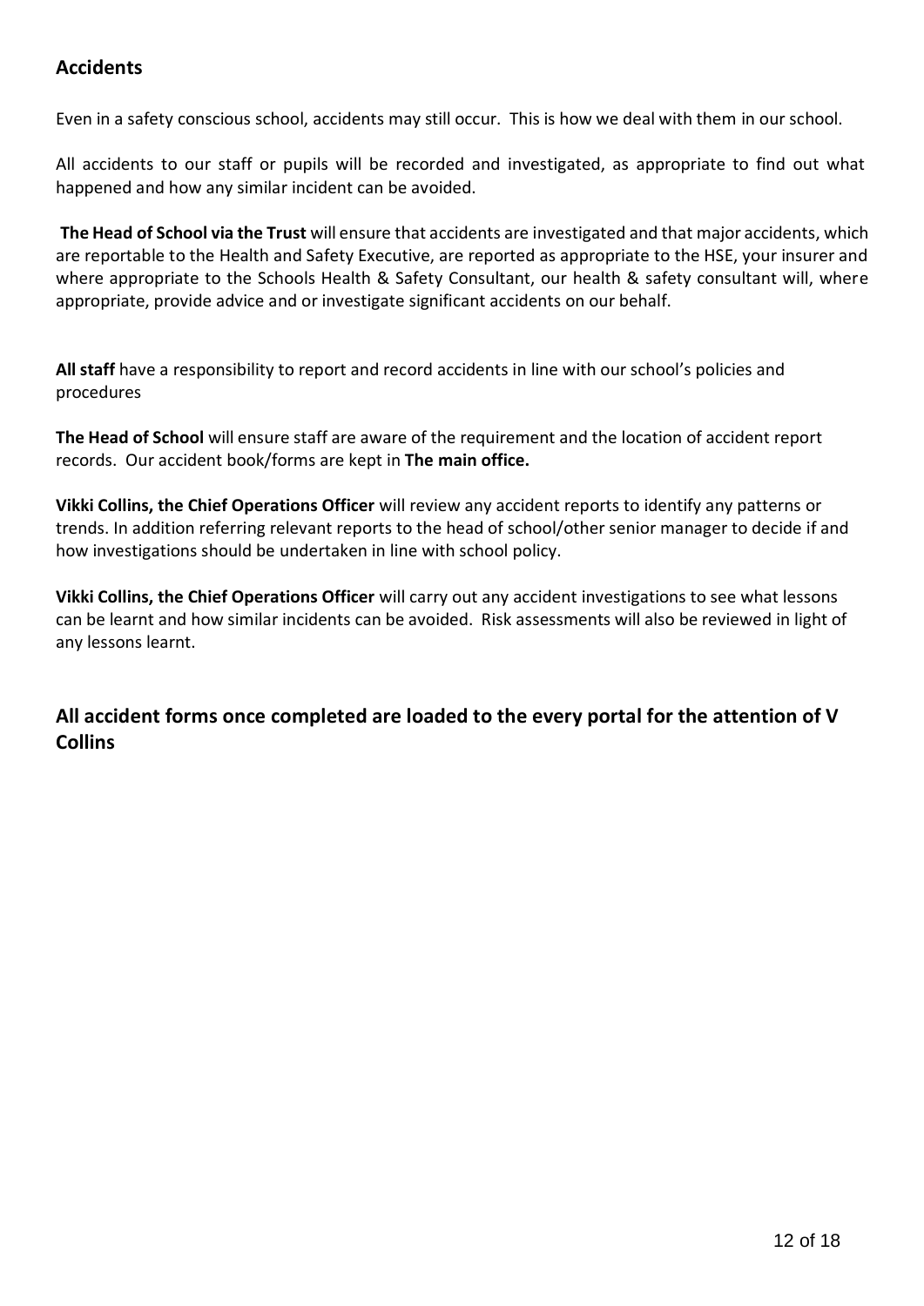## Accidents

Even in a safety conscious school, accidents may still occur. This is how we deal with them in our school.

All accidents to our staff or pupils will be recorded and investigated, as appropriate to find out what happened and how any similar incident can be avoided.

**The Head of School via the Trust** will ensure that accidents are investigated and that major accidents, which are reportable to the Health and Safety Executive, are reported as appropriate to the HSE, your insurer and where appropriate to the Schools Health & Safety Consultant, our health & safety consultant will, where appropriate, provide advice and or investigate significant accidents on our behalf.

**All staff** have a responsibility to report and record accidents in line with our school's policies and procedures

**The Head of School** will ensure staff are aware of the requirement and the location of accident report records. Our accident book/forms are kept in **The main office.**

**Vikki Collins, the Chief Operations Officer** will review any accident reports to identify any patterns or trends. In addition referring relevant reports to the head of school/other senior manager to decide if and how investigations should be undertaken in line with school policy.

**Vikki Collins, the Chief Operations Officer** will carry out any accident investigations to see what lessons can be learnt and how similar incidents can be avoided. Risk assessments will also be reviewed in light of any lessons learnt.

### All accident forms once completed are loaded to the every portal for the attention of V Collins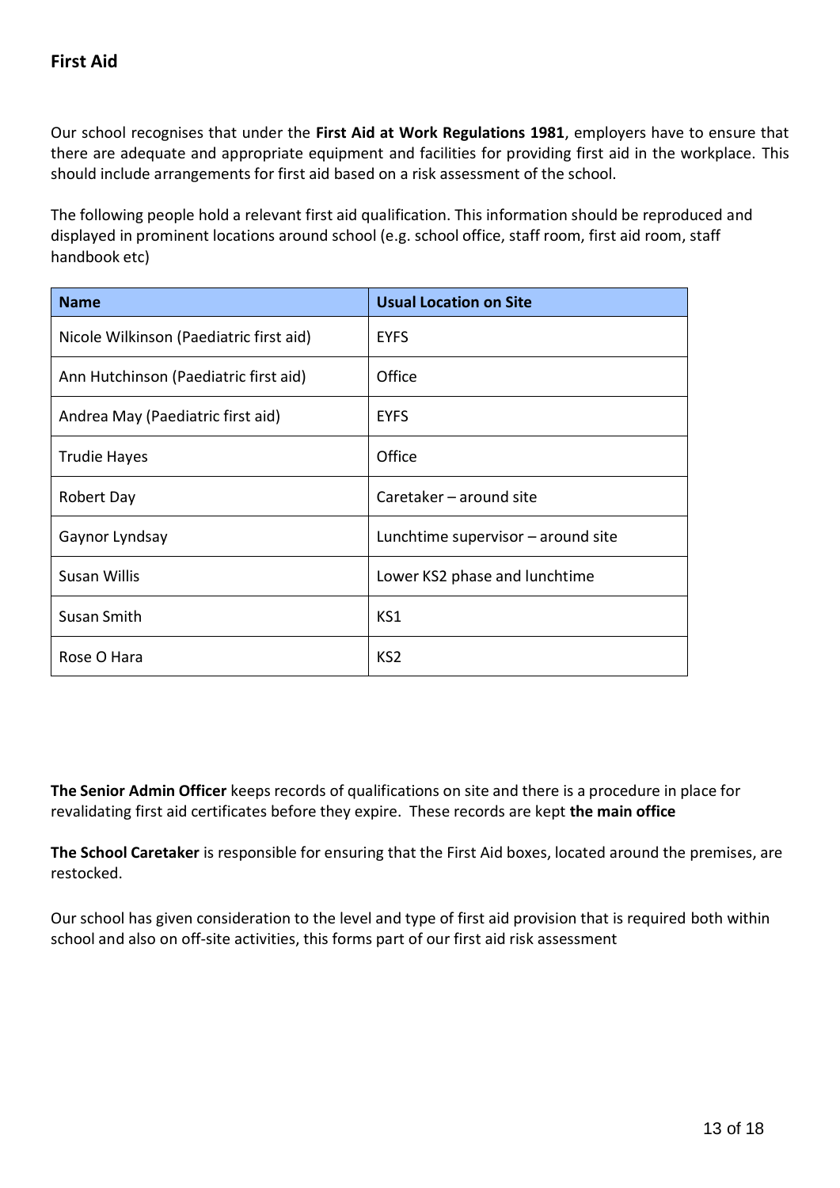## First Aid

Our school recognises that under the **First Aid at Work Regulations 1981**, employers have to ensure that there are adequate and appropriate equipment and facilities for providing first aid in the workplace. This should include arrangements for first aid based on a risk assessment of the school.

The following people hold a relevant first aid qualification. This information should be reproduced and displayed in prominent locations around school (e.g. school office, staff room, first aid room, staff handbook etc)

| Name | Usual Location on Site |
| --- | --- |
| Nicole Wilkinson (Paediatric first aid) | EYFS |
| Ann Hutchinson (Paediatric first aid) | Office |
| Andrea May (Paediatric first aid) | EYFS |
| Trudie Hayes | Office |
| Robert Day | Caretaker – around site |
| Gaynor Lyndsay | Lunchtime supervisor – around site |
| Susan Willis | Lower KS2 phase and lunchtime |
| Susan Smith | KS1 |
| Rose O Hara | KS2 |

**The Senior Admin Officer** keeps records of qualifications on site and there is a procedure in place for revalidating first aid certificates before they expire. These records are kept **the main office**

**The School Caretaker** is responsible for ensuring that the First Aid boxes, located around the premises, are restocked.

Our school has given consideration to the level and type of first aid provision that is required both within school and also on off-site activities, this forms part of our first aid risk assessment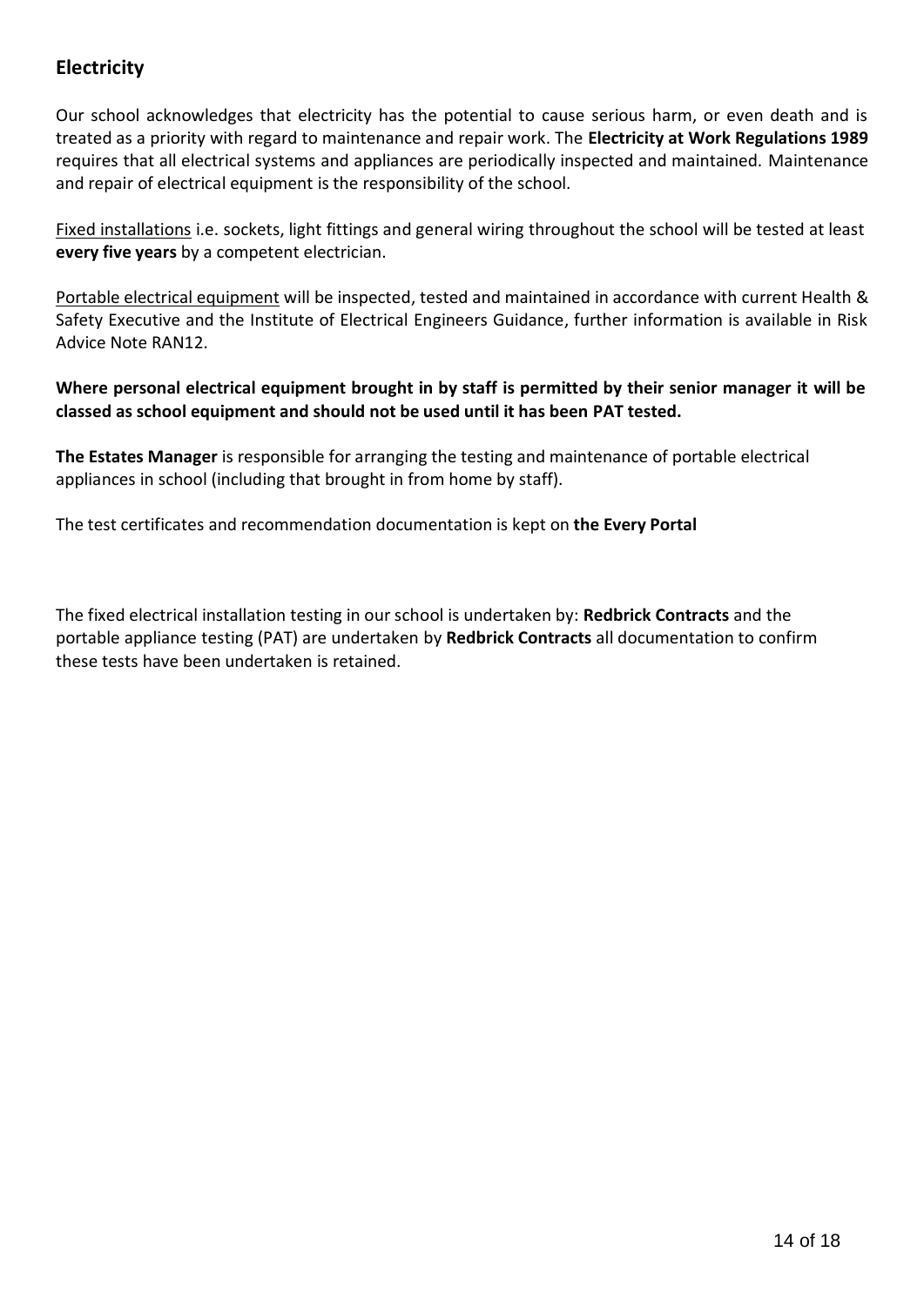## Electricity

Our school acknowledges that electricity has the potential to cause serious harm, or even death and is treated as a priority with regard to maintenance and repair work. The **Electricity at Work Regulations 1989** requires that all electrical systems and appliances are periodically inspected and maintained. Maintenance and repair of electrical equipment is the responsibility of the school.

Fixed installations i.e. sockets, light fittings and general wiring throughout the school will be tested at least **every five years** by a competent electrician.

Portable electrical equipment will be inspected, tested and maintained in accordance with current Health & Safety Executive and the Institute of Electrical Engineers Guidance, further information is available in Risk Advice Note RAN12.

**Where personal electrical equipment brought in by staff is permitted by their senior manager it will be classed as school equipment and should not be used until it has been PAT tested.**

**The Estates Manager** is responsible for arranging the testing and maintenance of portable electrical appliances in school (including that brought in from home by staff).

The test certificates and recommendation documentation is kept on **the Every Portal**

The fixed electrical installation testing in our school is undertaken by: **Redbrick Contracts** and the portable appliance testing (PAT) are undertaken by **Redbrick Contracts** all documentation to confirm these tests have been undertaken is retained.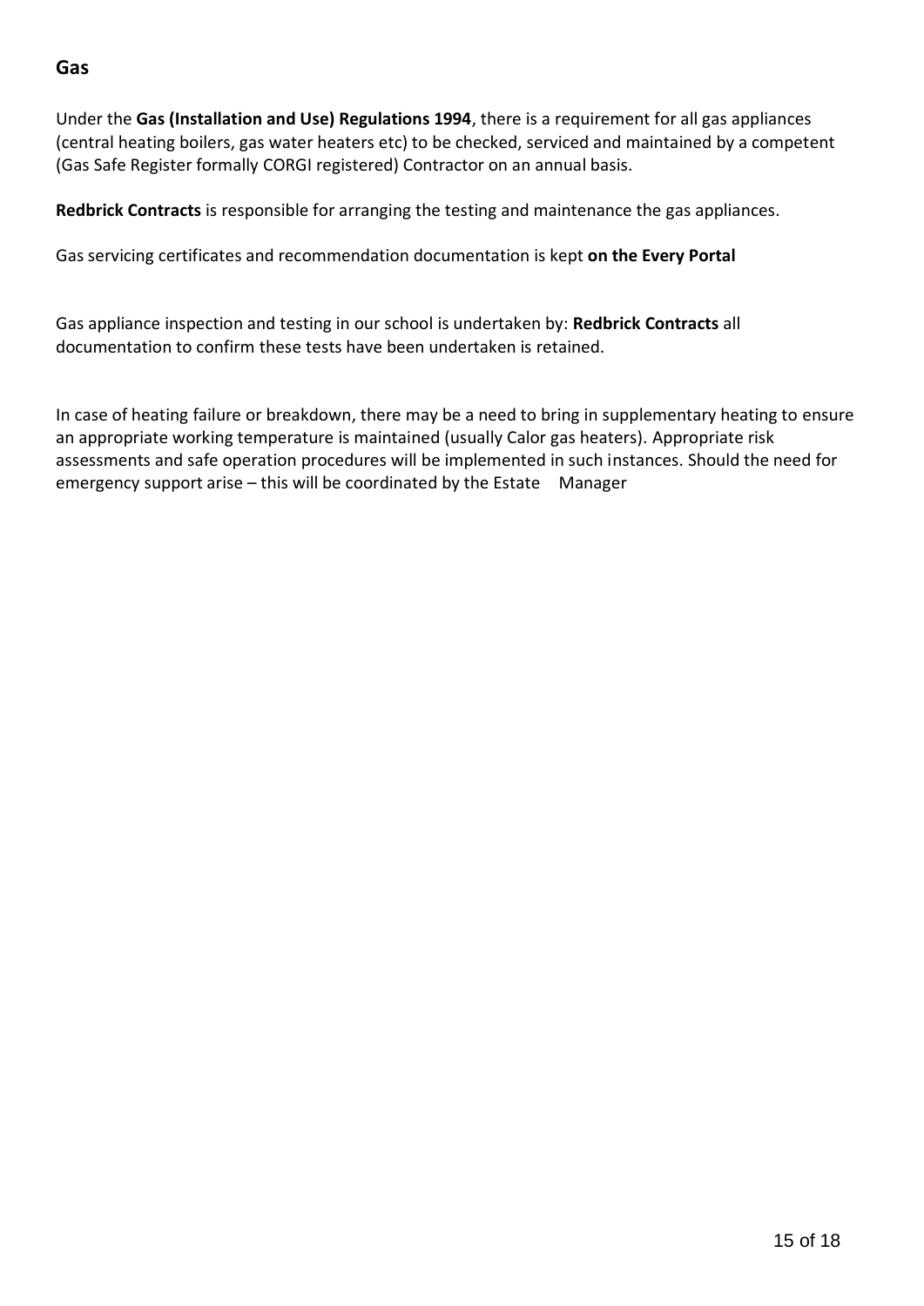## Gas

Under the **Gas (Installation and Use) Regulations 1994**, there is a requirement for all gas appliances (central heating boilers, gas water heaters etc) to be checked, serviced and maintained by a competent (Gas Safe Register formally CORGI registered) Contractor on an annual basis.

**Redbrick Contracts** is responsible for arranging the testing and maintenance the gas appliances.

Gas servicing certificates and recommendation documentation is kept **on the Every Portal**

Gas appliance inspection and testing in our school is undertaken by: **Redbrick Contracts** all documentation to confirm these tests have been undertaken is retained.

In case of heating failure or breakdown, there may be a need to bring in supplementary heating to ensure an appropriate working temperature is maintained (usually Calor gas heaters). Appropriate risk assessments and safe operation procedures will be implemented in such instances. Should the need for emergency support arise – this will be coordinated by the Estate Manager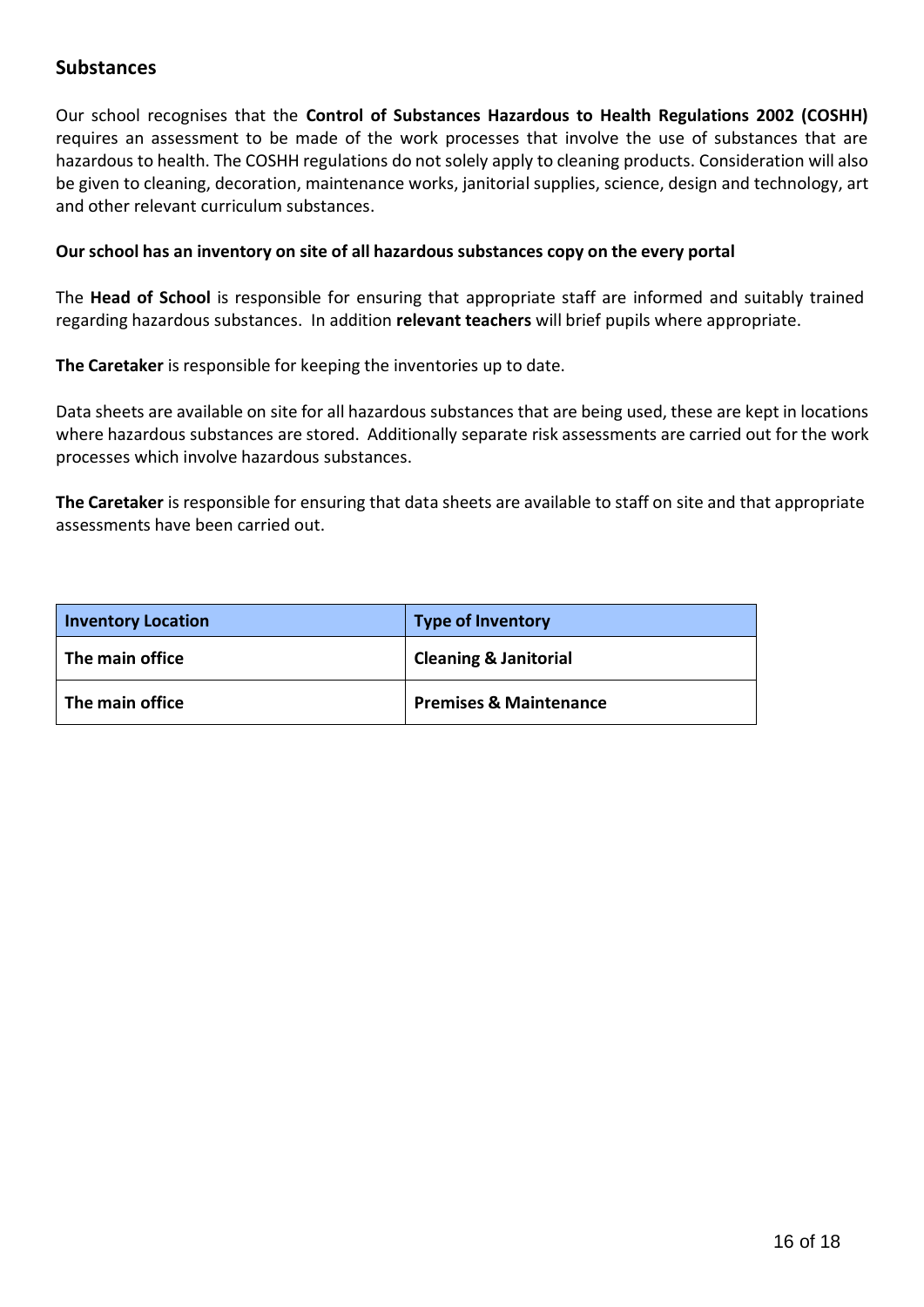## Substances

Our school recognises that the **Control of Substances Hazardous to Health Regulations 2002 (COSHH)** requires an assessment to be made of the work processes that involve the use of substances that are hazardous to health. The COSHH regulations do not solely apply to cleaning products. Consideration will also be given to cleaning, decoration, maintenance works, janitorial supplies, science, design and technology, art and other relevant curriculum substances.

**Our school has an inventory on site of all hazardous substances copy on the every portal**

The **Head of School** is responsible for ensuring that appropriate staff are informed and suitably trained regarding hazardous substances. In addition **relevant teachers** will brief pupils where appropriate.

**The Caretaker** is responsible for keeping the inventories up to date.

Data sheets are available on site for all hazardous substances that are being used, these are kept in locations where hazardous substances are stored. Additionally separate risk assessments are carried out for the work processes which involve hazardous substances.

**The Caretaker** is responsible for ensuring that data sheets are available to staff on site and that appropriate assessments have been carried out.

| Inventory Location | Type of Inventory |
| --- | --- |
| **The main office** | **Cleaning & Janitorial** |
| **The main office** | **Premises & Maintenance** |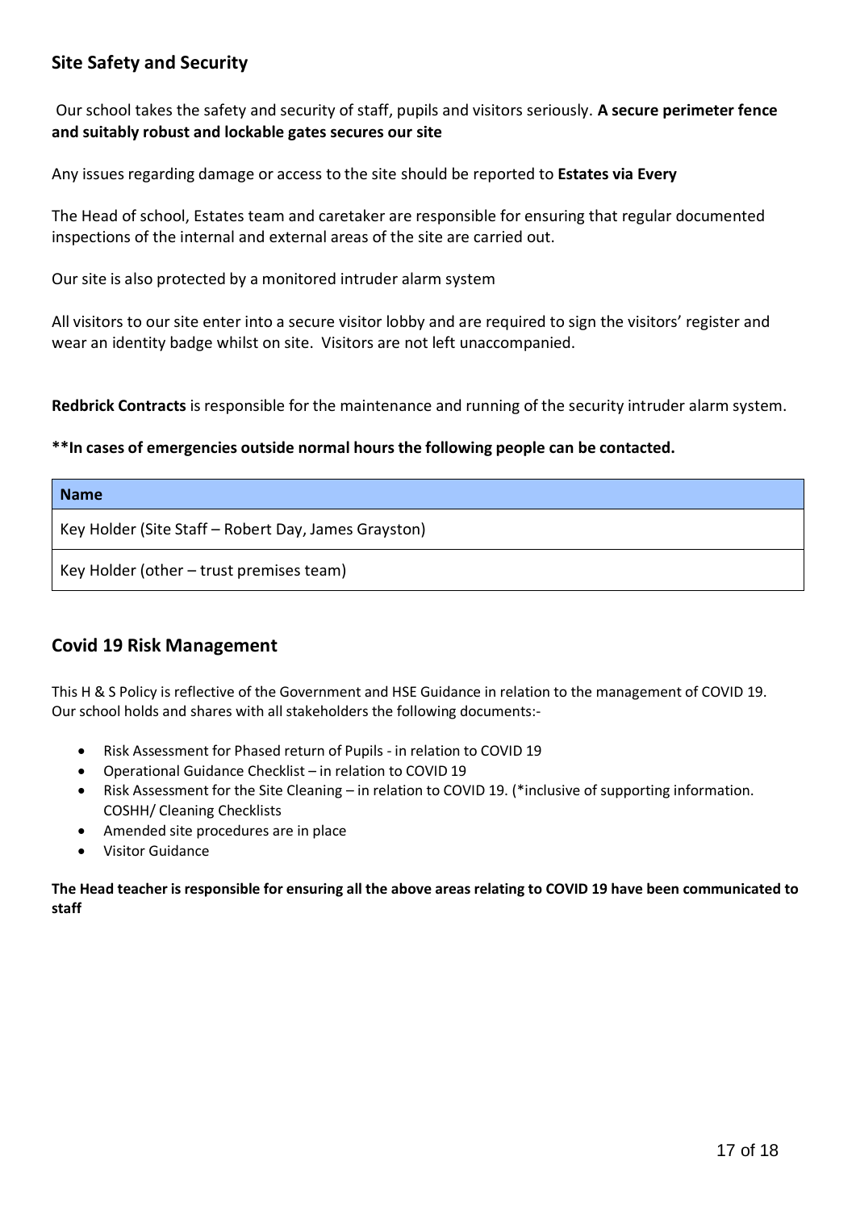## Site Safety and Security

Our school takes the safety and security of staff, pupils and visitors seriously. **A secure perimeter fence and suitably robust and lockable gates secures our site**

Any issues regarding damage or access to the site should be reported to **Estates via Every**

The Head of school, Estates team and caretaker are responsible for ensuring that regular documented inspections of the internal and external areas of the site are carried out.

Our site is also protected by a monitored intruder alarm system

All visitors to our site enter into a secure visitor lobby and are required to sign the visitors' register and wear an identity badge whilst on site. Visitors are not left unaccompanied.

**Redbrick Contracts** is responsible for the maintenance and running of the security intruder alarm system.

**\*\*In cases of emergencies outside normal hours the following people can be contacted.**

| Name |
| --- |
| Key Holder (Site Staff – Robert Day, James Grayston) |
| Key Holder (other – trust premises team) |

## Covid 19 Risk Management

This H & S Policy is reflective of the Government and HSE Guidance in relation to the management of COVID 19. Our school holds and shares with all stakeholders the following documents:-

- Risk Assessment for Phased return of Pupils - in relation to COVID 19
- Operational Guidance Checklist – in relation to COVID 19
- Risk Assessment for the Site Cleaning – in relation to COVID 19. (*inclusive of supporting information. COSHH/ Cleaning Checklists
- Amended site procedures are in place
- Visitor Guidance

**The Head teacher is responsible for ensuring all the above areas relating to COVID 19 have been communicated to staff**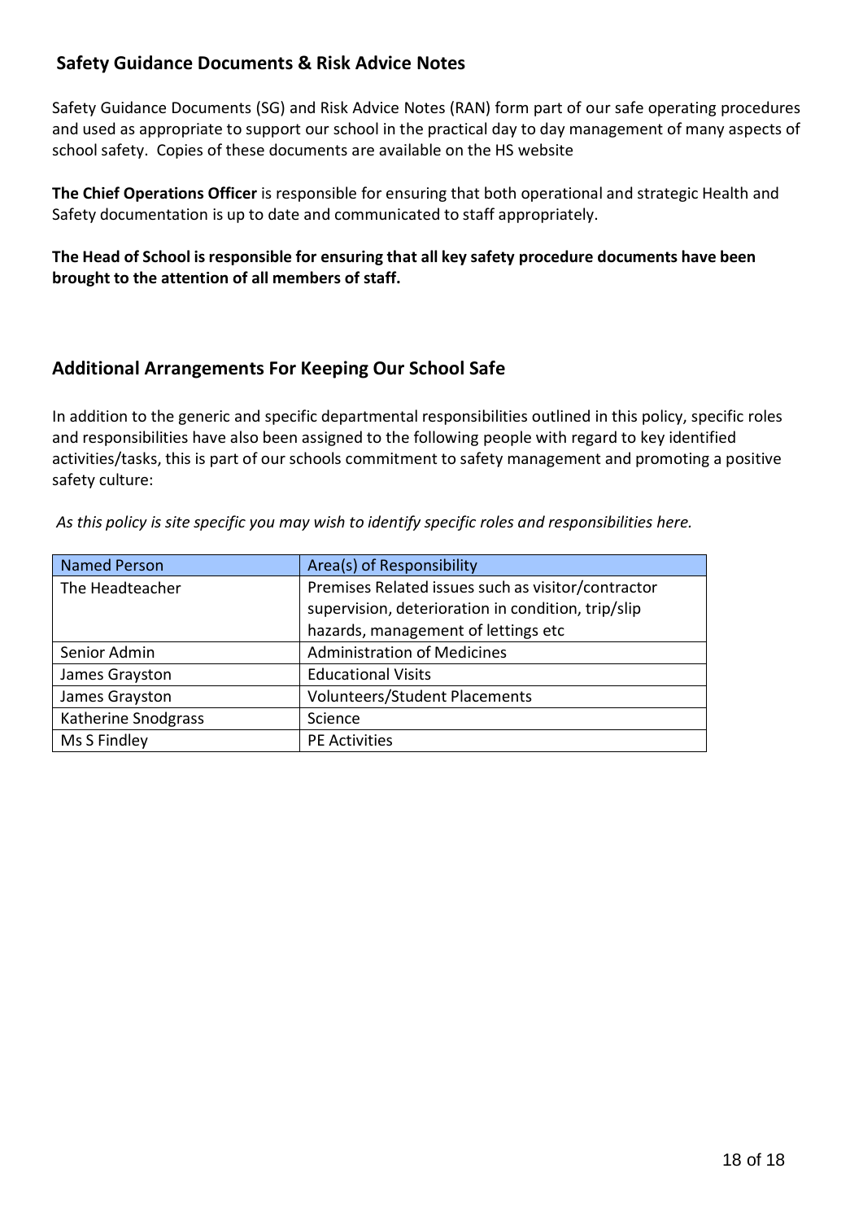## Safety Guidance Documents & Risk Advice Notes

Safety Guidance Documents (SG) and Risk Advice Notes (RAN) form part of our safe operating procedures and used as appropriate to support our school in the practical day to day management of many aspects of school safety. Copies of these documents are available on the HS website

**The Chief Operations Officer** is responsible for ensuring that both operational and strategic Health and Safety documentation is up to date and communicated to staff appropriately.

**The Head of School is responsible for ensuring that all key safety procedure documents have been brought to the attention of all members of staff.**

## Additional Arrangements For Keeping Our School Safe

In addition to the generic and specific departmental responsibilities outlined in this policy, specific roles and responsibilities have also been assigned to the following people with regard to key identified activities/tasks, this is part of our schools commitment to safety management and promoting a positive safety culture:

*As this policy is site specific you may wish to identify specific roles and responsibilities here.*

| Named Person | Area(s) of Responsibility |
|---|---|
| The Headteacher | Premises Related issues such as visitor/contractor supervision, deterioration in condition, trip/slip hazards, management of lettings etc |
| Senior Admin | Administration of Medicines |
| James Grayston | Educational Visits |
| James Grayston | Volunteers/Student Placements |
| Katherine Snodgrass | Science |
| Ms S Findley | PE Activities |